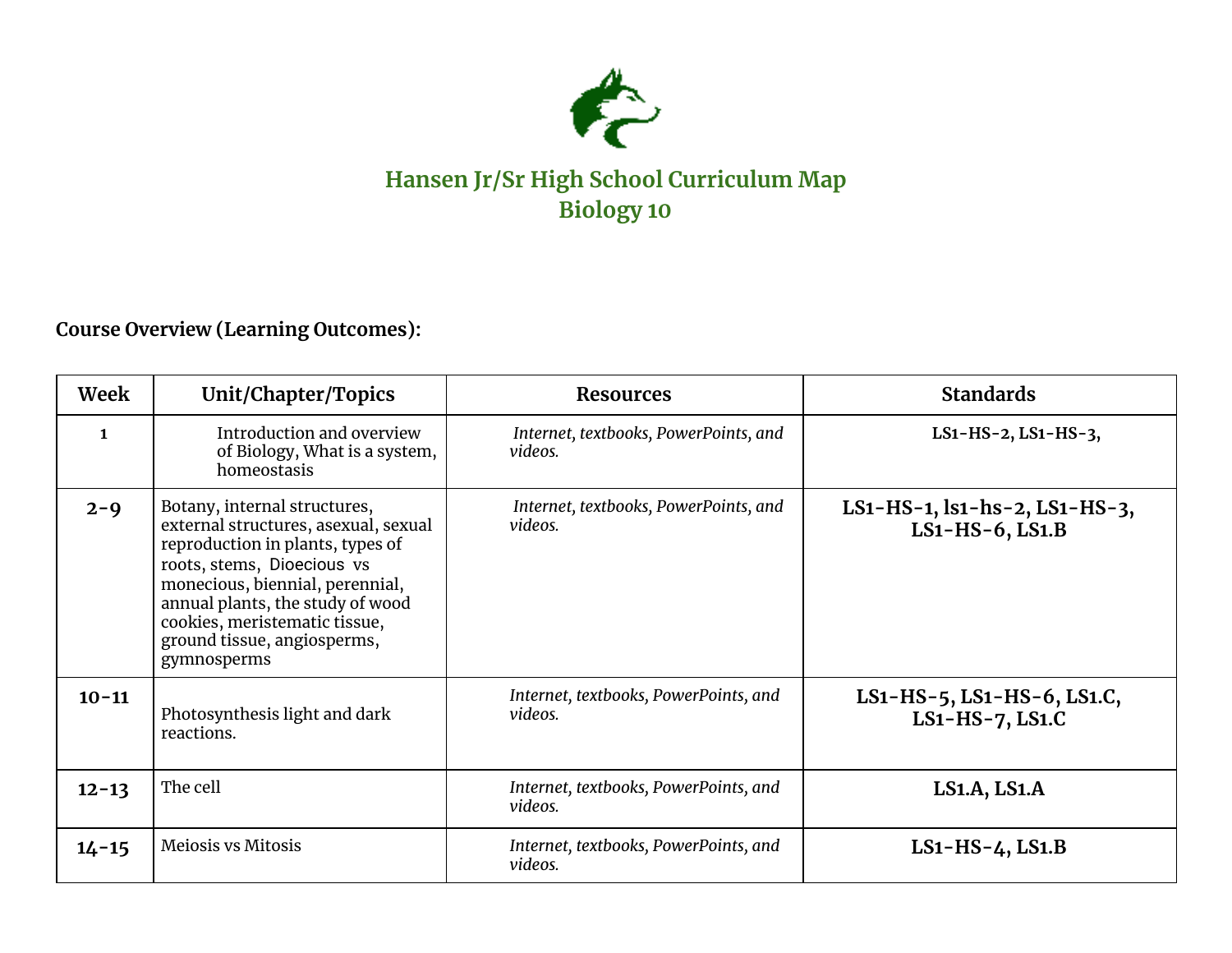# Hansen Jr/Sr High School Curriculum Map
## Biology 10

**Course Overview (Learning Outcomes):**

| Week | Unit/Chapter/Topics | Resources | Standards |
|---|---|---|---|
| **1** | Introduction and overview of Biology, What is a system, homeostasis | *Internet, textbooks, PowerPoints, and videos.* | **LS1-HS-2, LS1-HS-3,** |
| **2-9** | Botany, internal structures, external structures, asexual, sexual reproduction in plants, types of roots, stems, Dioecious vs monecious, biennial, perennial, annual plants, the study of wood cookies, meristematic tissue, ground tissue, angiosperms, gymnosperms | *Internet, textbooks, PowerPoints, and videos.* | **LS1-HS-1, ls1-hs-2, LS1-HS-3, LS1-HS-6, LS1.B** |
| **10-11** | Photosynthesis light and dark reactions. | *Internet, textbooks, PowerPoints, and videos.* | **LS1-HS-5, LS1-HS-6, LS1.C, LS1-HS-7, LS1.C** |
| **12-13** | The cell | *Internet, textbooks, PowerPoints, and videos.* | **LS1.A, LS1.A** |
| **14-15** | Meiosis vs Mitosis | *Internet, textbooks, PowerPoints, and videos.* | **LS1-HS-4, LS1.B** |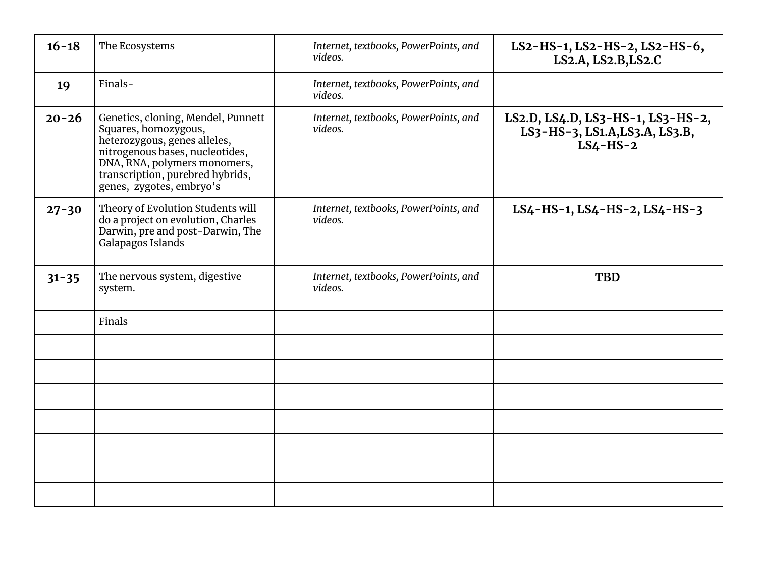| | | | |
|---|---|---|---|
| **16-18** | The Ecosystems | *Internet, textbooks, PowerPoints, and videos.* | **LS2-HS-1, LS2-HS-2, LS2-HS-6, LS2.A, LS2.B,LS2.C** |
| **19** | Finals- | *Internet, textbooks, PowerPoints, and videos.* | |
| **20-26** | Genetics, cloning, Mendel, Punnett Squares, homozygous, heterozygous, genes alleles, nitrogenous bases, nucleotides, DNA, RNA, polymers monomers, transcription, purebred hybrids, genes, zygotes, embryo's | *Internet, textbooks, PowerPoints, and videos.* | **LS2.D, LS4.D, LS3-HS-1, LS3-HS-2, LS3-HS-3, LS1.A,LS3.A, LS3.B, LS4-HS-2** |
| **27-30** | Theory of Evolution Students will do a project on evolution, Charles Darwin, pre and post-Darwin, The Galapagos Islands | *Internet, textbooks, PowerPoints, and videos.* | **LS4-HS-1, LS4-HS-2, LS4-HS-3** |
| **31-35** | The nervous system, digestive system. | *Internet, textbooks, PowerPoints, and videos.* | **TBD** |
| | Finals | | |
| | | | |
| | | | |
| | | | |
| | | | |
| | | | |
| | | | |
| | | | |